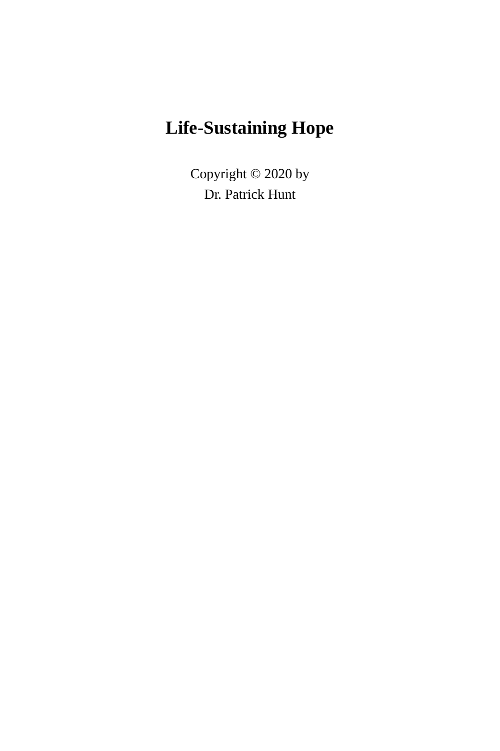# Life-Sustaining Hope

Copyright © 2020 by
Dr. Patrick Hunt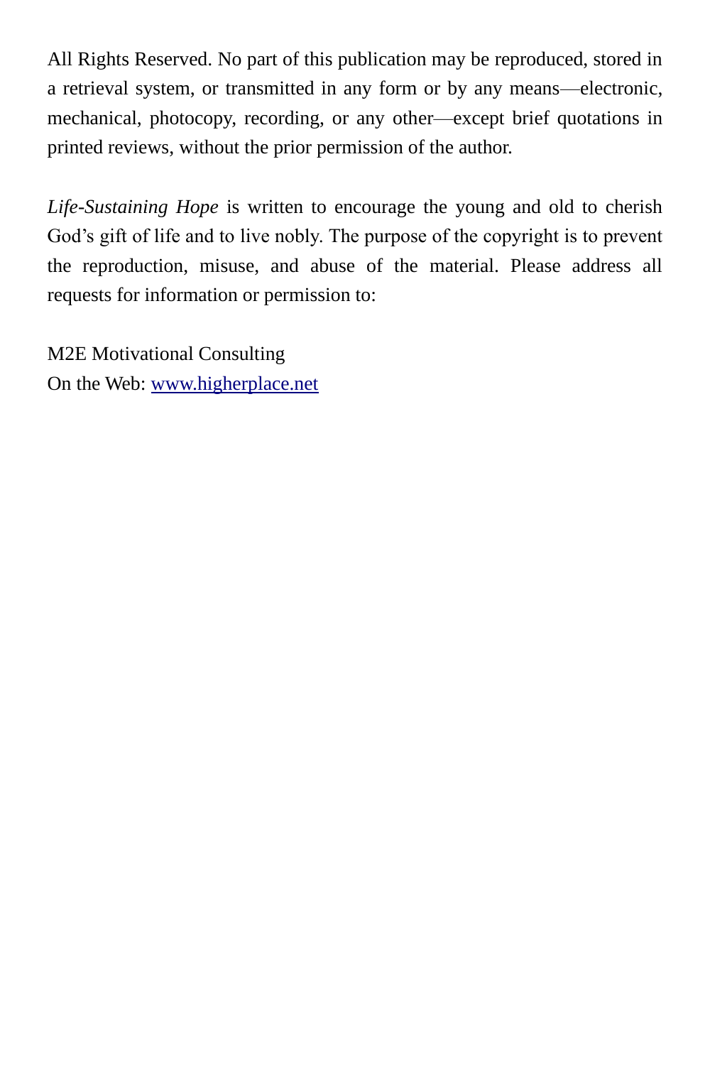All Rights Reserved. No part of this publication may be reproduced, stored in a retrieval system, or transmitted in any form or by any means—electronic, mechanical, photocopy, recording, or any other—except brief quotations in printed reviews, without the prior permission of the author.

*Life-Sustaining Hope* is written to encourage the young and old to cherish God's gift of life and to live nobly. The purpose of the copyright is to prevent the reproduction, misuse, and abuse of the material. Please address all requests for information or permission to:

M2E Motivational Consulting
On the Web: [www.higherplace.net](http://www.higherplace.net)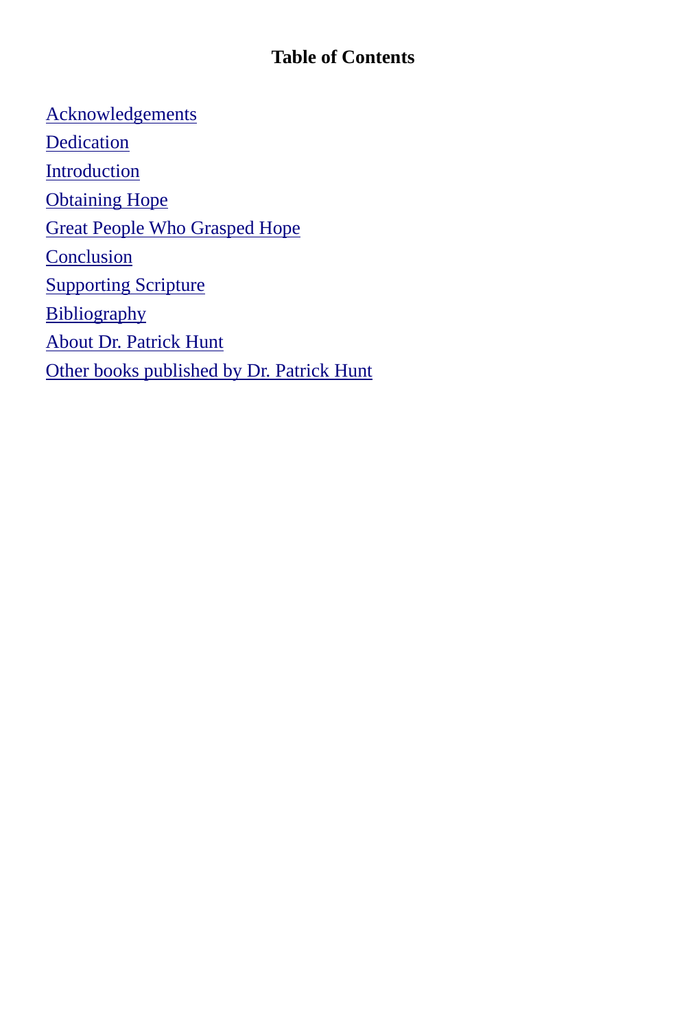# Table of Contents

Acknowledgements

Dedication

Introduction

Obtaining Hope

Great People Who Grasped Hope

Conclusion

Supporting Scripture

Bibliography

About Dr. Patrick Hunt

Other books published by Dr. Patrick Hunt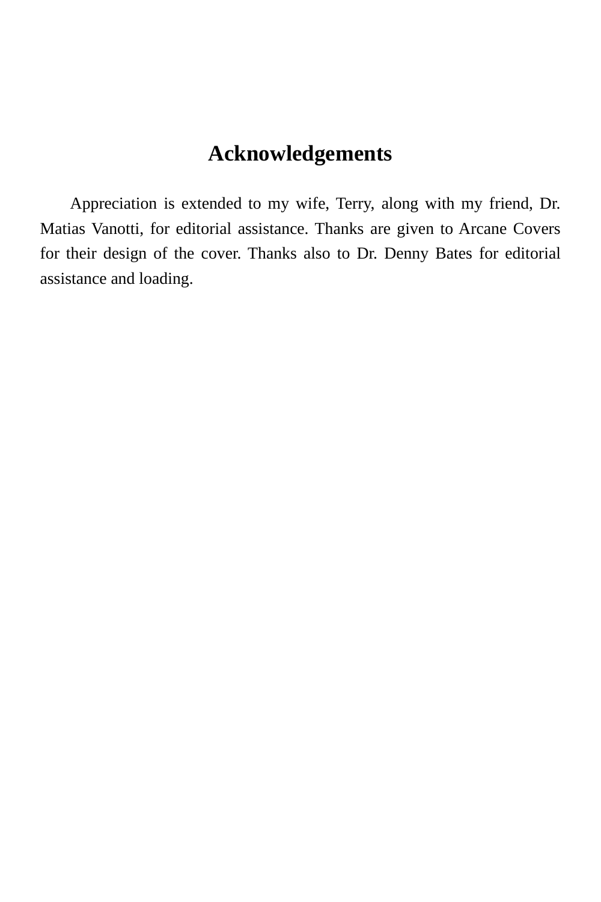# Acknowledgements

Appreciation is extended to my wife, Terry, along with my friend, Dr. Matias Vanotti, for editorial assistance. Thanks are given to Arcane Covers for their design of the cover. Thanks also to Dr. Denny Bates for editorial assistance and loading.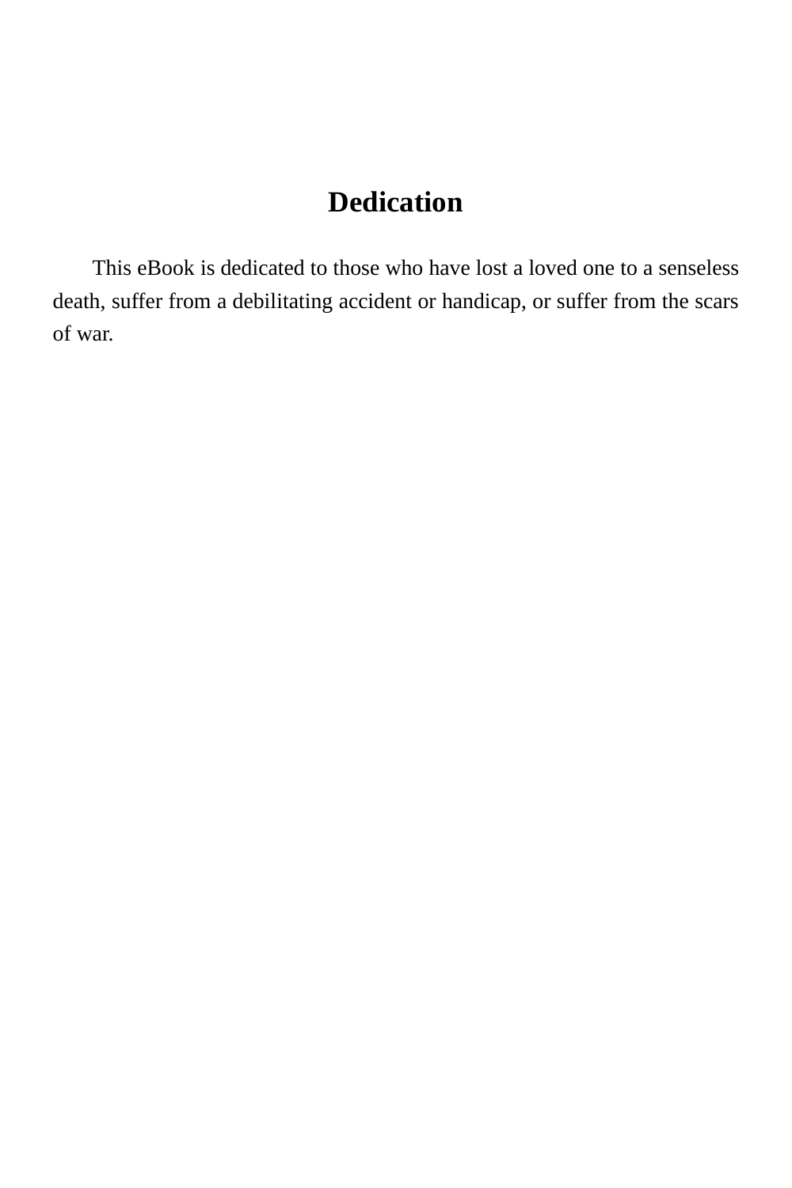# Dedication

This eBook is dedicated to those who have lost a loved one to a senseless death, suffer from a debilitating accident or handicap, or suffer from the scars of war.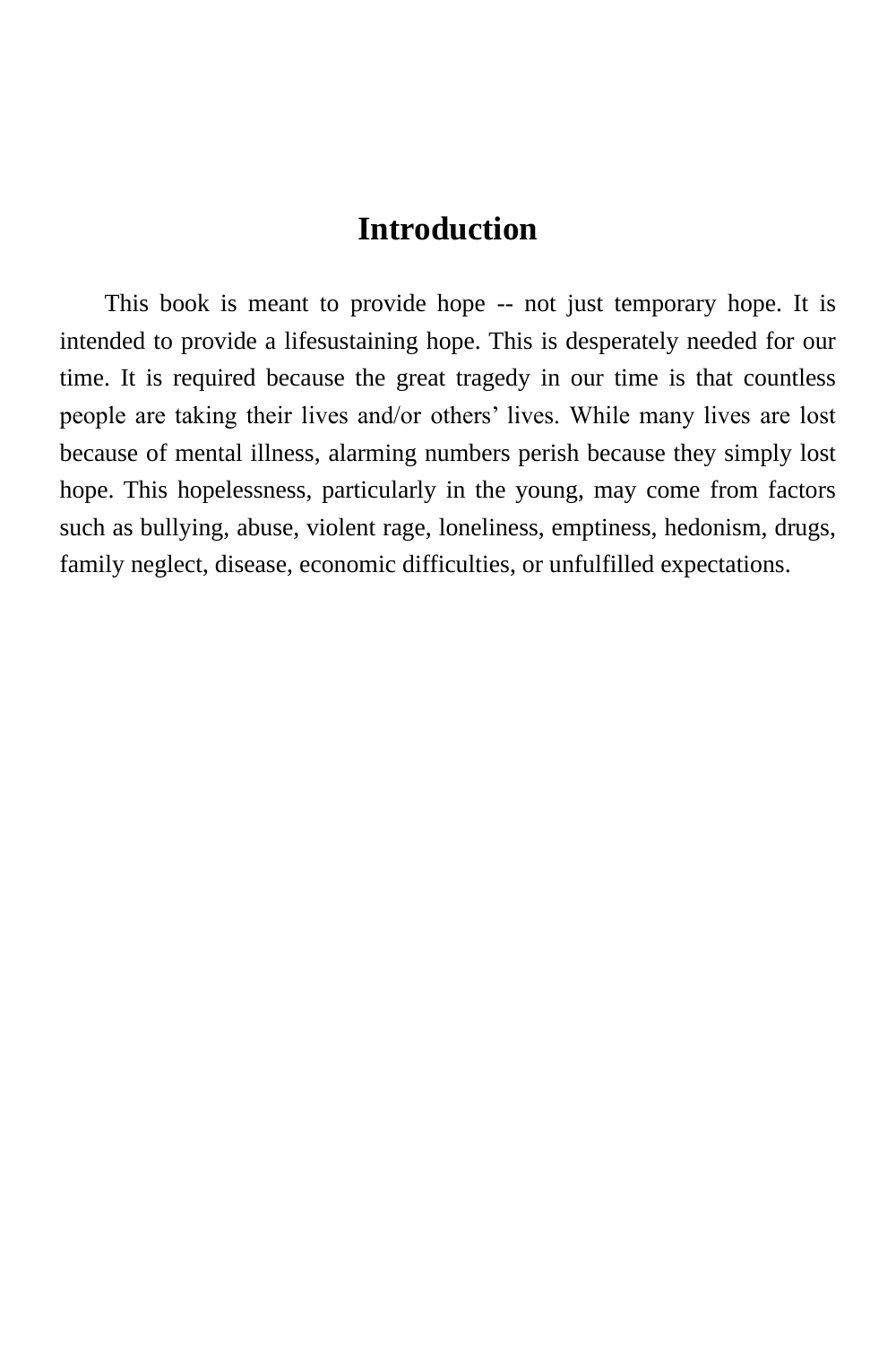# Introduction

This book is meant to provide hope -- not just temporary hope. It is intended to provide a lifesustaining hope. This is desperately needed for our time. It is required because the great tragedy in our time is that countless people are taking their lives and/or others' lives. While many lives are lost because of mental illness, alarming numbers perish because they simply lost hope. This hopelessness, particularly in the young, may come from factors such as bullying, abuse, violent rage, loneliness, emptiness, hedonism, drugs, family neglect, disease, economic difficulties, or unfulfilled expectations.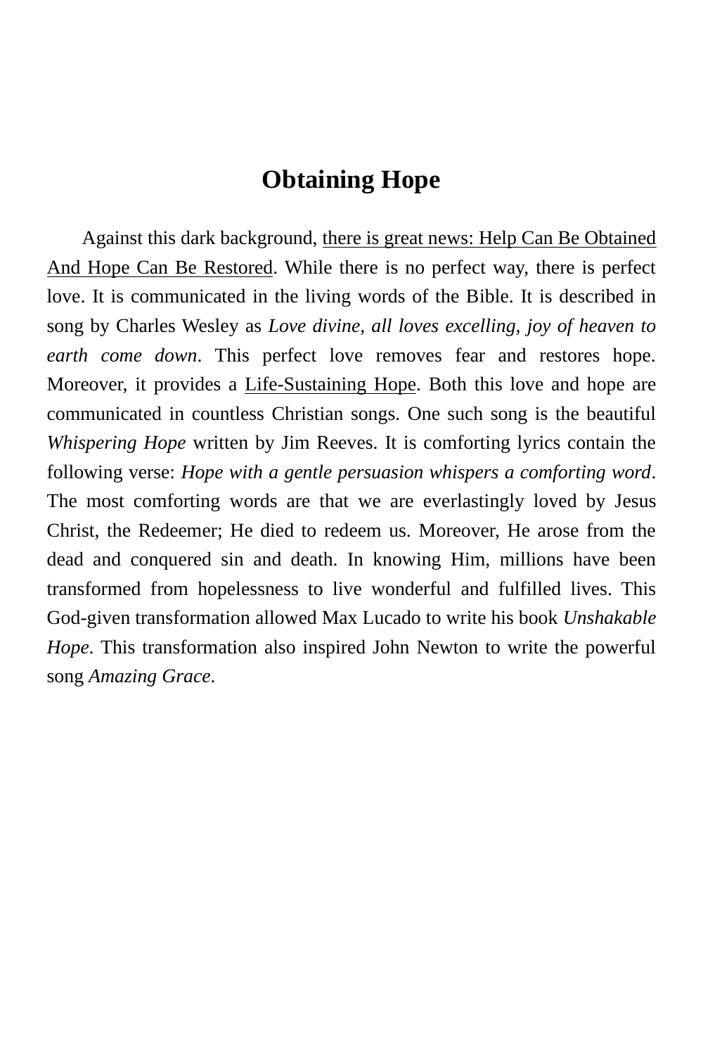## Obtaining Hope

Against this dark background, <u>there is great news: Help Can Be Obtained And Hope Can Be Restored</u>. While there is no perfect way, there is perfect love. It is communicated in the living words of the Bible. It is described in song by Charles Wesley as *Love divine, all loves excelling, joy of heaven to earth come down*. This perfect love removes fear and restores hope. Moreover, it provides a <u>Life-Sustaining Hope</u>. Both this love and hope are communicated in countless Christian songs. One such song is the beautiful *Whispering Hope* written by Jim Reeves. It is comforting lyrics contain the following verse: *Hope with a gentle persuasion whispers a comforting word*. The most comforting words are that we are everlastingly loved by Jesus Christ, the Redeemer; He died to redeem us. Moreover, He arose from the dead and conquered sin and death. In knowing Him, millions have been transformed from hopelessness to live wonderful and fulfilled lives. This God-given transformation allowed Max Lucado to write his book *Unshakable Hope*. This transformation also inspired John Newton to write the powerful song *Amazing Grace*.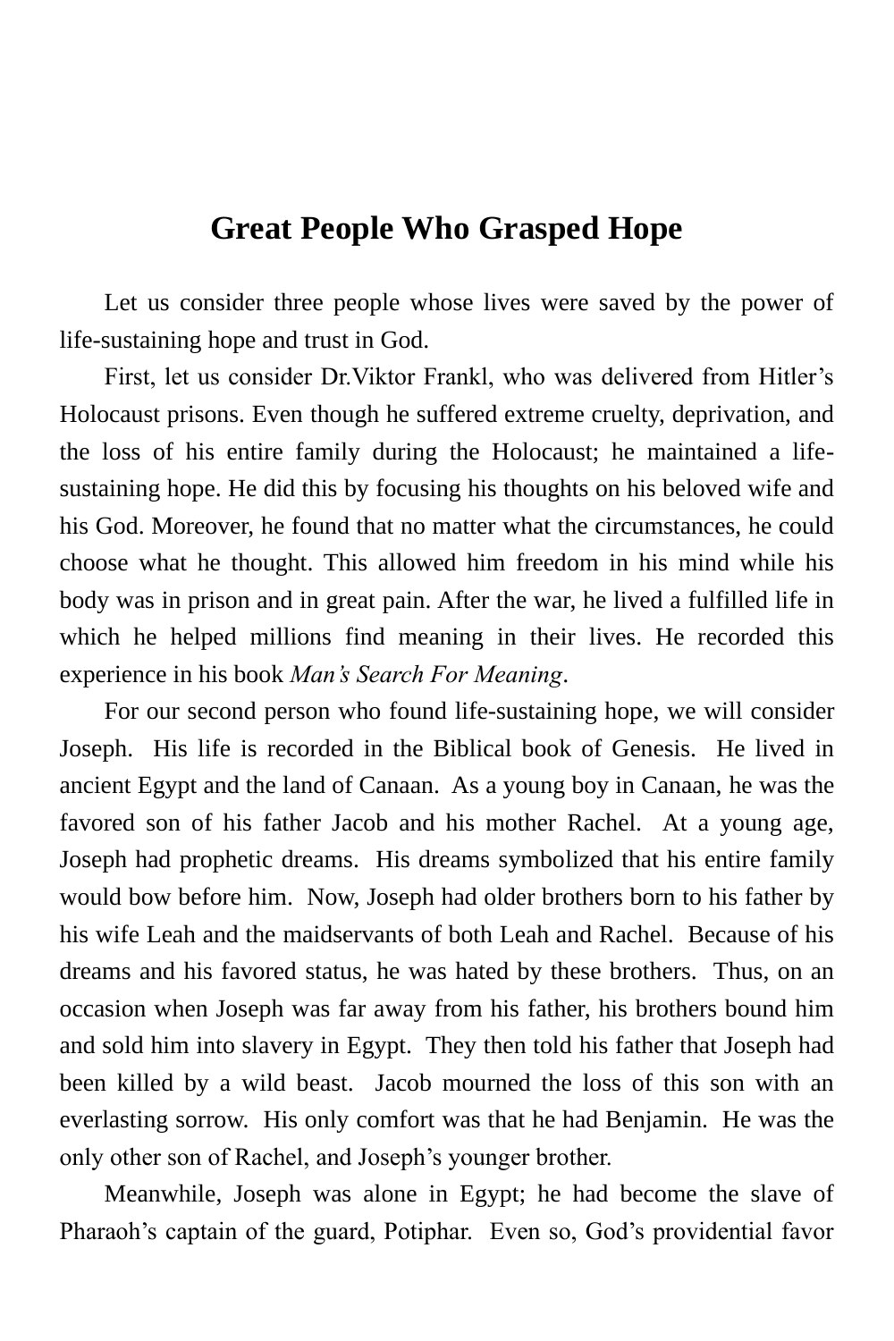## Great People Who Grasped Hope

Let us consider three people whose lives were saved by the power of life-sustaining hope and trust in God.

First, let us consider Dr.Viktor Frankl, who was delivered from Hitler's Holocaust prisons. Even though he suffered extreme cruelty, deprivation, and the loss of his entire family during the Holocaust; he maintained a life-sustaining hope. He did this by focusing his thoughts on his beloved wife and his God. Moreover, he found that no matter what the circumstances, he could choose what he thought. This allowed him freedom in his mind while his body was in prison and in great pain. After the war, he lived a fulfilled life in which he helped millions find meaning in their lives. He recorded this experience in his book *Man's Search For Meaning*.

For our second person who found life-sustaining hope, we will consider Joseph. His life is recorded in the Biblical book of Genesis. He lived in ancient Egypt and the land of Canaan. As a young boy in Canaan, he was the favored son of his father Jacob and his mother Rachel. At a young age, Joseph had prophetic dreams. His dreams symbolized that his entire family would bow before him. Now, Joseph had older brothers born to his father by his wife Leah and the maidservants of both Leah and Rachel. Because of his dreams and his favored status, he was hated by these brothers. Thus, on an occasion when Joseph was far away from his father, his brothers bound him and sold him into slavery in Egypt. They then told his father that Joseph had been killed by a wild beast. Jacob mourned the loss of this son with an everlasting sorrow. His only comfort was that he had Benjamin. He was the only other son of Rachel, and Joseph's younger brother.

Meanwhile, Joseph was alone in Egypt; he had become the slave of Pharaoh's captain of the guard, Potiphar. Even so, God's providential favor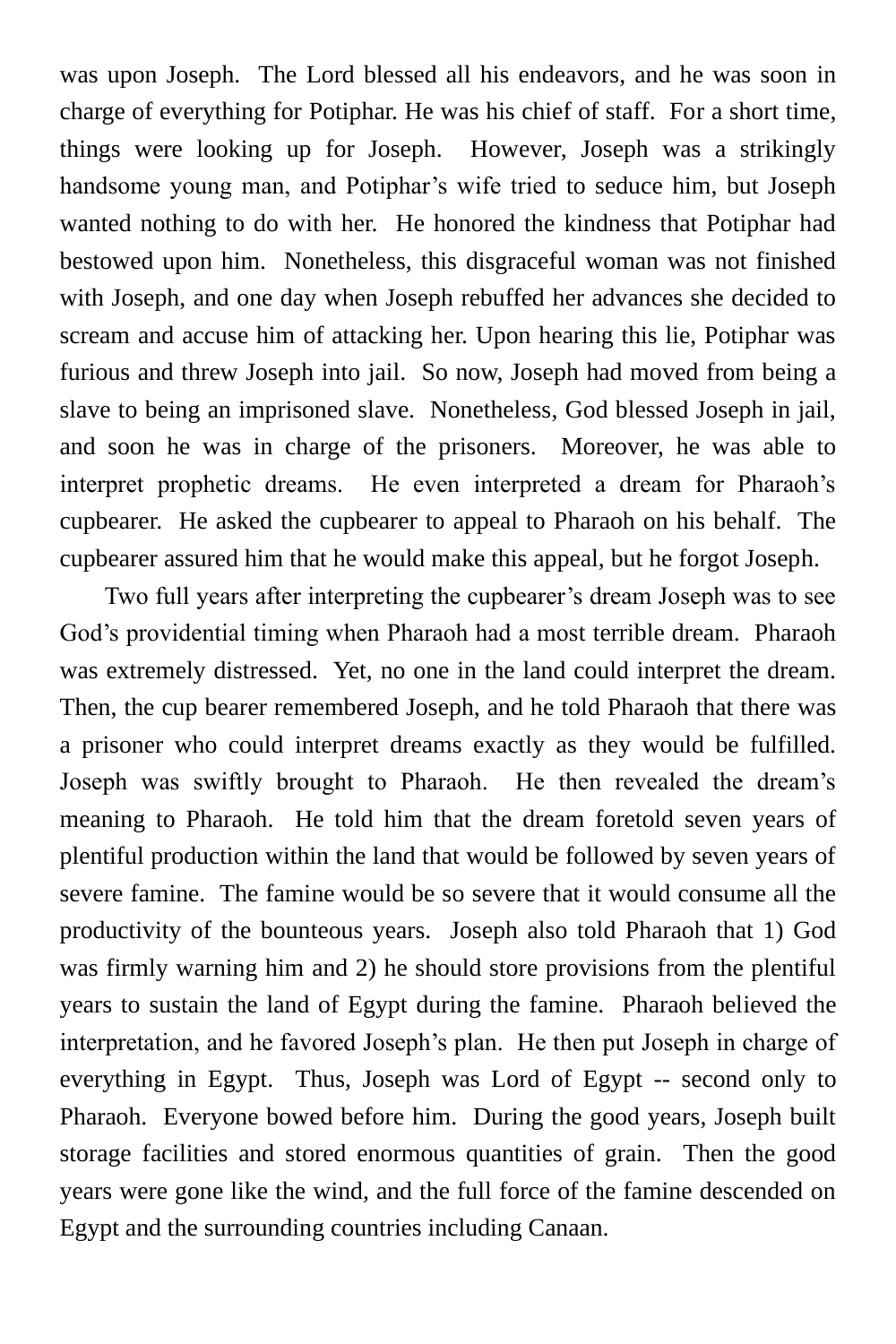was upon Joseph. The Lord blessed all his endeavors, and he was soon in charge of everything for Potiphar. He was his chief of staff. For a short time, things were looking up for Joseph. However, Joseph was a strikingly handsome young man, and Potiphar's wife tried to seduce him, but Joseph wanted nothing to do with her. He honored the kindness that Potiphar had bestowed upon him. Nonetheless, this disgraceful woman was not finished with Joseph, and one day when Joseph rebuffed her advances she decided to scream and accuse him of attacking her. Upon hearing this lie, Potiphar was furious and threw Joseph into jail. So now, Joseph had moved from being a slave to being an imprisoned slave. Nonetheless, God blessed Joseph in jail, and soon he was in charge of the prisoners. Moreover, he was able to interpret prophetic dreams. He even interpreted a dream for Pharaoh's cupbearer. He asked the cupbearer to appeal to Pharaoh on his behalf. The cupbearer assured him that he would make this appeal, but he forgot Joseph.

Two full years after interpreting the cupbearer's dream Joseph was to see God's providential timing when Pharaoh had a most terrible dream. Pharaoh was extremely distressed. Yet, no one in the land could interpret the dream. Then, the cup bearer remembered Joseph, and he told Pharaoh that there was a prisoner who could interpret dreams exactly as they would be fulfilled. Joseph was swiftly brought to Pharaoh. He then revealed the dream's meaning to Pharaoh. He told him that the dream foretold seven years of plentiful production within the land that would be followed by seven years of severe famine. The famine would be so severe that it would consume all the productivity of the bounteous years. Joseph also told Pharaoh that 1) God was firmly warning him and 2) he should store provisions from the plentiful years to sustain the land of Egypt during the famine. Pharaoh believed the interpretation, and he favored Joseph's plan. He then put Joseph in charge of everything in Egypt. Thus, Joseph was Lord of Egypt -- second only to Pharaoh. Everyone bowed before him. During the good years, Joseph built storage facilities and stored enormous quantities of grain. Then the good years were gone like the wind, and the full force of the famine descended on Egypt and the surrounding countries including Canaan.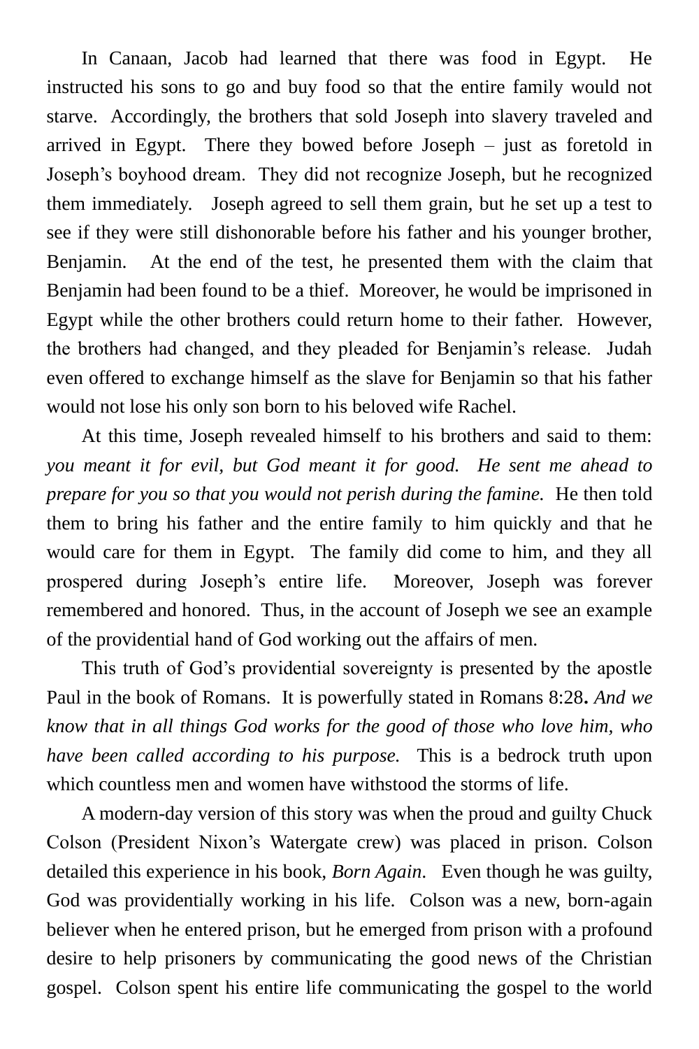In Canaan, Jacob had learned that there was food in Egypt. He instructed his sons to go and buy food so that the entire family would not starve. Accordingly, the brothers that sold Joseph into slavery traveled and arrived in Egypt. There they bowed before Joseph – just as foretold in Joseph's boyhood dream. They did not recognize Joseph, but he recognized them immediately. Joseph agreed to sell them grain, but he set up a test to see if they were still dishonorable before his father and his younger brother, Benjamin. At the end of the test, he presented them with the claim that Benjamin had been found to be a thief. Moreover, he would be imprisoned in Egypt while the other brothers could return home to their father. However, the brothers had changed, and they pleaded for Benjamin's release. Judah even offered to exchange himself as the slave for Benjamin so that his father would not lose his only son born to his beloved wife Rachel.

At this time, Joseph revealed himself to his brothers and said to them: *you meant it for evil, but God meant it for good. He sent me ahead to prepare for you so that you would not perish during the famine.* He then told them to bring his father and the entire family to him quickly and that he would care for them in Egypt. The family did come to him, and they all prospered during Joseph's entire life. Moreover, Joseph was forever remembered and honored. Thus, in the account of Joseph we see an example of the providential hand of God working out the affairs of men.

This truth of God's providential sovereignty is presented by the apostle Paul in the book of Romans. It is powerfully stated in Romans 8:28**.** *And we know that in all things God works for the good of those who love him, who have been called according to his purpose.* This is a bedrock truth upon which countless men and women have withstood the storms of life.

A modern-day version of this story was when the proud and guilty Chuck Colson (President Nixon's Watergate crew) was placed in prison. Colson detailed this experience in his book, *Born Again*. Even though he was guilty, God was providentially working in his life. Colson was a new, born-again believer when he entered prison, but he emerged from prison with a profound desire to help prisoners by communicating the good news of the Christian gospel. Colson spent his entire life communicating the gospel to the world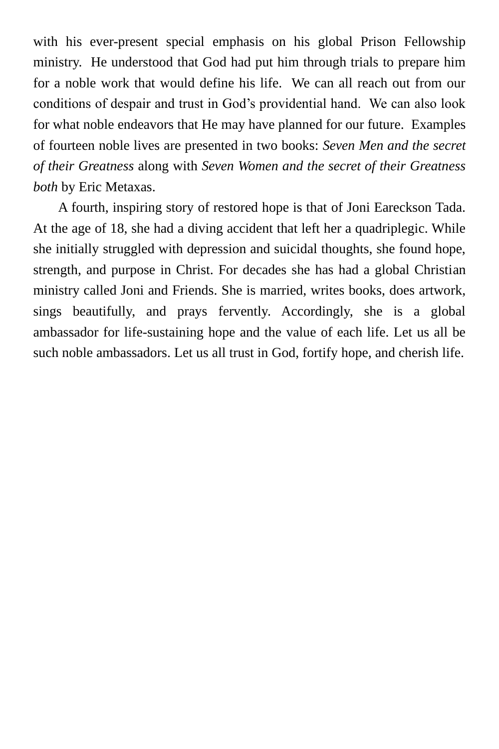with his ever-present special emphasis on his global Prison Fellowship ministry. He understood that God had put him through trials to prepare him for a noble work that would define his life. We can all reach out from our conditions of despair and trust in God's providential hand. We can also look for what noble endeavors that He may have planned for our future. Examples of fourteen noble lives are presented in two books: *Seven Men and the secret of their Greatness* along with *Seven Women and the secret of their Greatness both* by Eric Metaxas.

A fourth, inspiring story of restored hope is that of Joni Eareckson Tada. At the age of 18, she had a diving accident that left her a quadriplegic. While she initially struggled with depression and suicidal thoughts, she found hope, strength, and purpose in Christ. For decades she has had a global Christian ministry called Joni and Friends. She is married, writes books, does artwork, sings beautifully, and prays fervently. Accordingly, she is a global ambassador for life-sustaining hope and the value of each life. Let us all be such noble ambassadors. Let us all trust in God, fortify hope, and cherish life.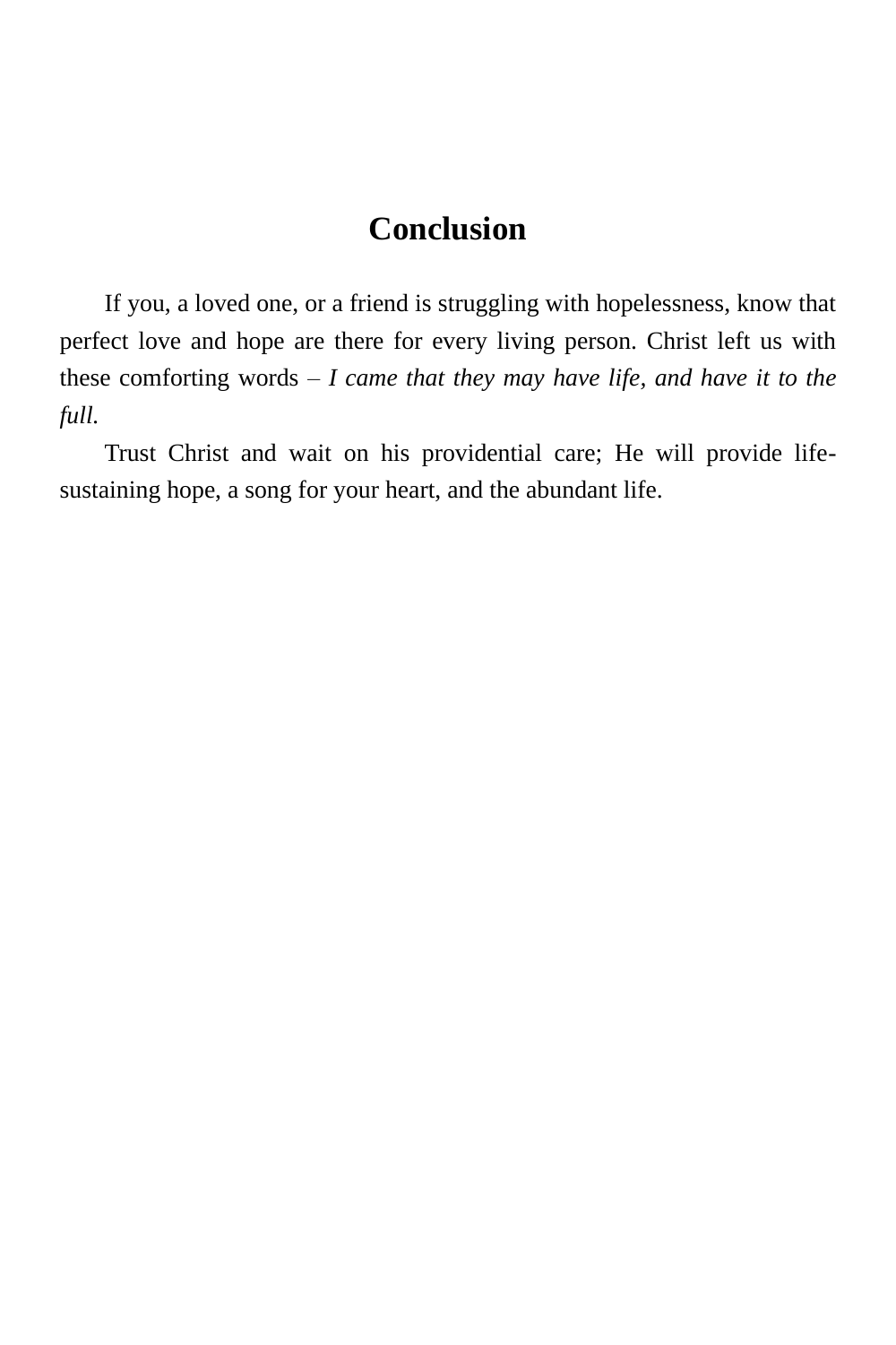# Conclusion

If you, a loved one, or a friend is struggling with hopelessness, know that perfect love and hope are there for every living person. Christ left us with these comforting words – *I came that they may have life, and have it to the full.*

Trust Christ and wait on his providential care; He will provide life-sustaining hope, a song for your heart, and the abundant life.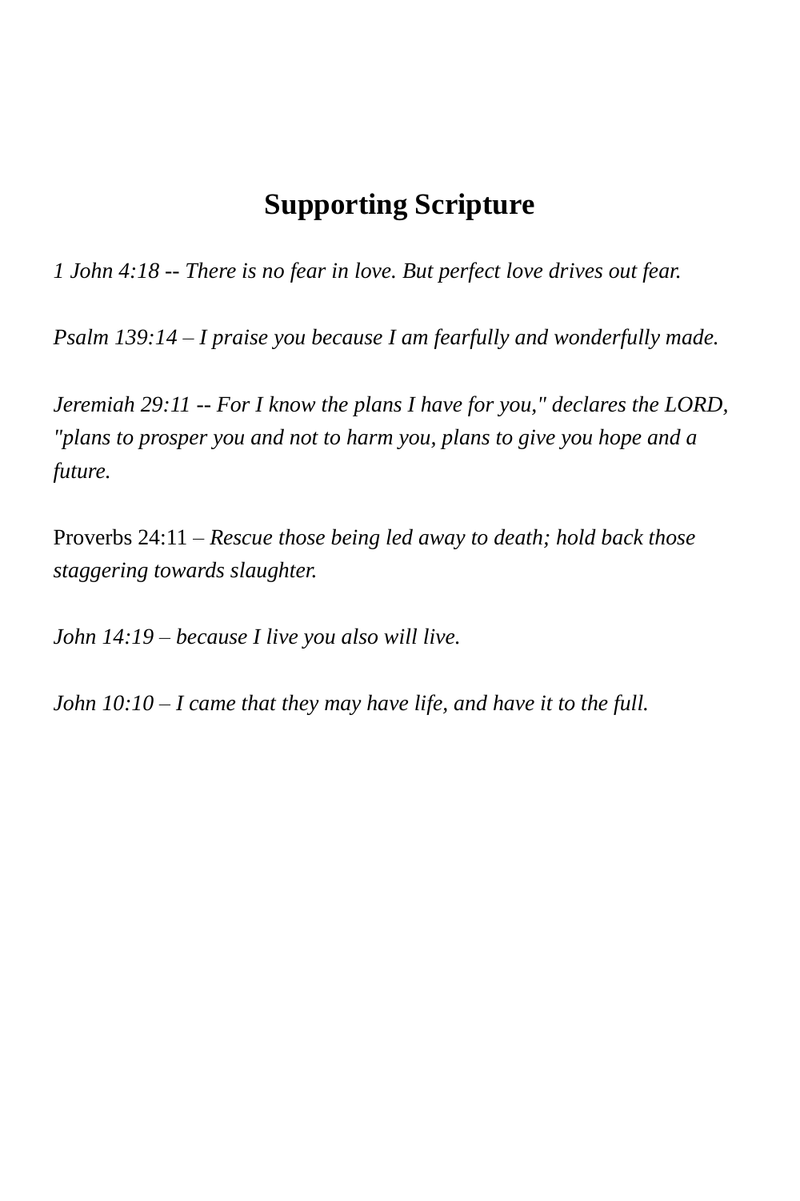## Supporting Scripture

*1 John 4:18* -- *There is no fear in love. But perfect love drives out fear.*

*Psalm 139:14 – I praise you because I am fearfully and wonderfully made.*

*Jeremiah 29:11* -- *For I know the plans I have for you," declares the LORD, "plans to prosper you and not to harm you, plans to give you hope and a future.*

Proverbs 24:11 – *Rescue those being led away to death; hold back those staggering towards slaughter.*

*John 14:19 – because I live you also will live.*

*John 10:10 – I came that they may have life, and have it to the full.*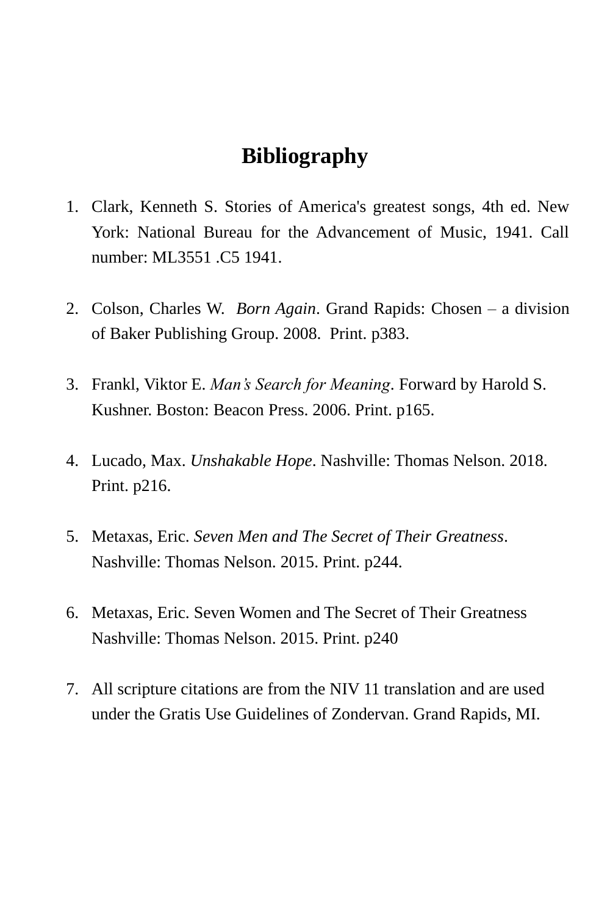# Bibliography

1. Clark, Kenneth S. Stories of America's greatest songs, 4th ed. New York: National Bureau for the Advancement of Music, 1941. Call number: ML3551 .C5 1941.

2. Colson, Charles W.  *Born Again*. Grand Rapids: Chosen – a division of Baker Publishing Group. 2008.  Print. p383.

3. Frankl, Viktor E. *Man's Search for Meaning*. Forward by Harold S. Kushner. Boston: Beacon Press. 2006. Print. p165.

4. Lucado, Max. *Unshakable Hope*. Nashville: Thomas Nelson. 2018. Print. p216.

5. Metaxas, Eric. *Seven Men and The Secret of Their Greatness*. Nashville: Thomas Nelson. 2015. Print. p244.

6. Metaxas, Eric. Seven Women and The Secret of Their Greatness Nashville: Thomas Nelson. 2015. Print. p240

7. All scripture citations are from the NIV 11 translation and are used under the Gratis Use Guidelines of Zondervan. Grand Rapids, MI.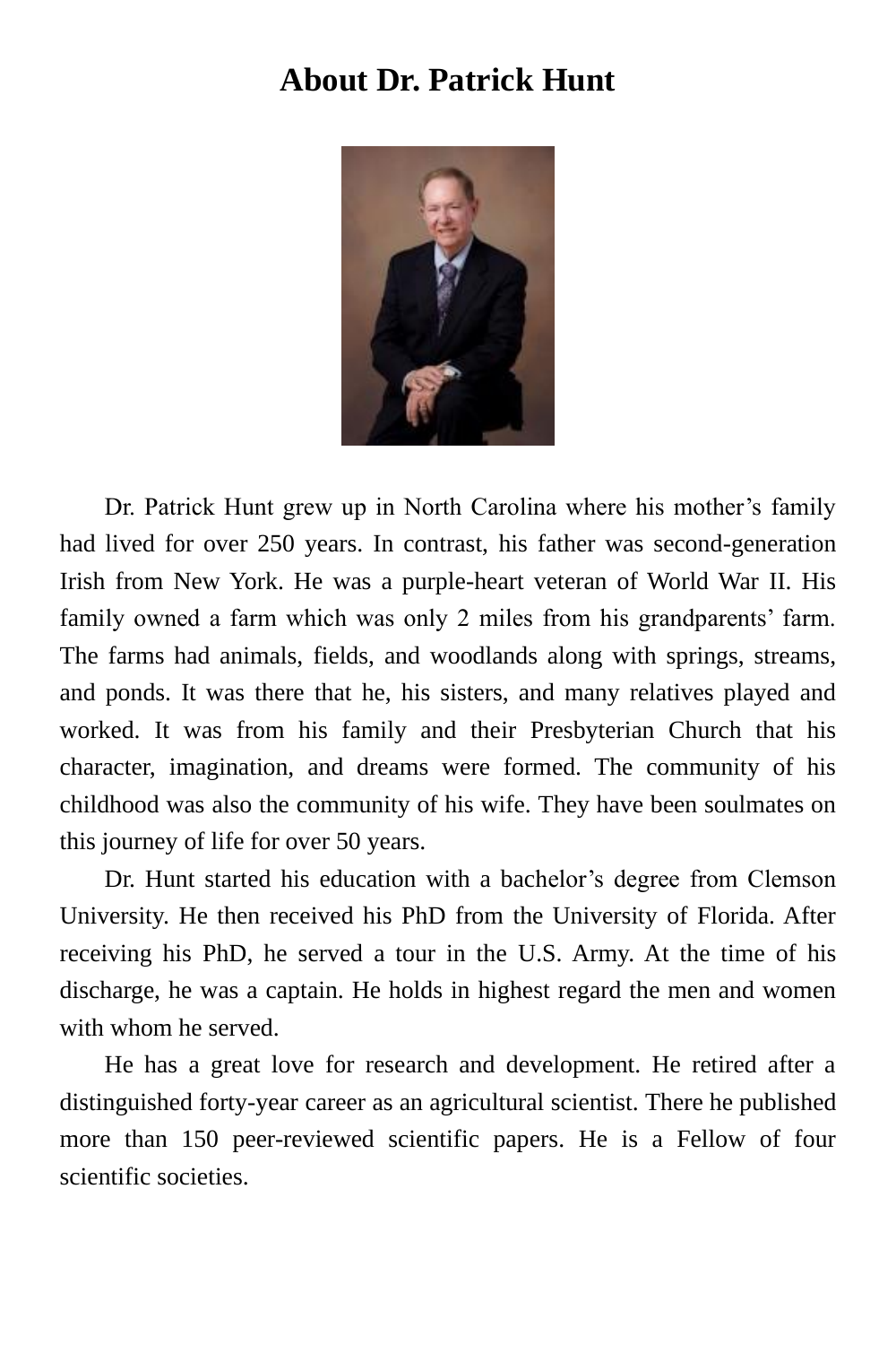# About Dr. Patrick Hunt

Dr. Patrick Hunt grew up in North Carolina where his mother's family had lived for over 250 years. In contrast, his father was second-generation Irish from New York. He was a purple-heart veteran of World War II. His family owned a farm which was only 2 miles from his grandparents' farm. The farms had animals, fields, and woodlands along with springs, streams, and ponds. It was there that he, his sisters, and many relatives played and worked. It was from his family and their Presbyterian Church that his character, imagination, and dreams were formed. The community of his childhood was also the community of his wife. They have been soulmates on this journey of life for over 50 years.

Dr. Hunt started his education with a bachelor's degree from Clemson University. He then received his PhD from the University of Florida. After receiving his PhD, he served a tour in the U.S. Army. At the time of his discharge, he was a captain. He holds in highest regard the men and women with whom he served.

He has a great love for research and development. He retired after a distinguished forty-year career as an agricultural scientist. There he published more than 150 peer-reviewed scientific papers. He is a Fellow of four scientific societies.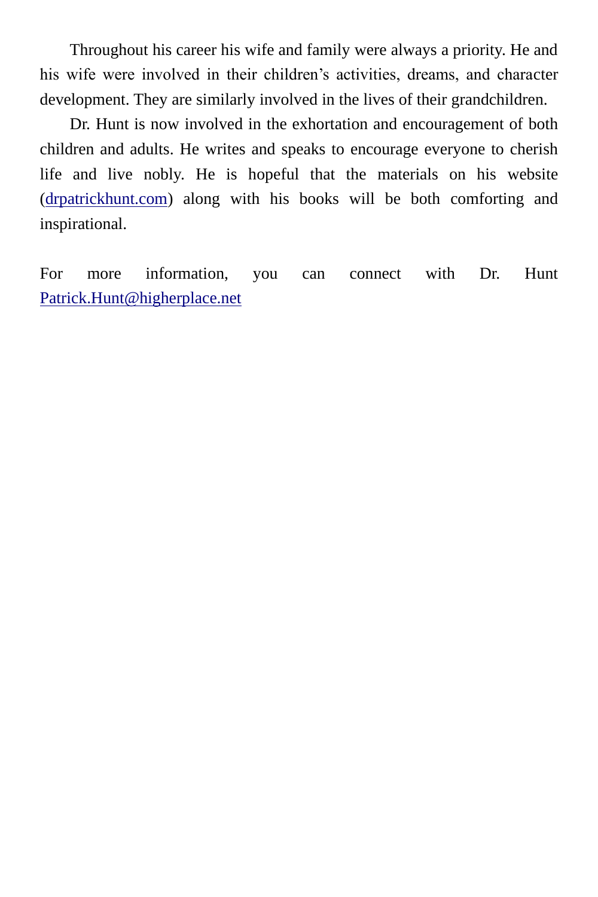Throughout his career his wife and family were always a priority. He and his wife were involved in their children's activities, dreams, and character development. They are similarly involved in the lives of their grandchildren.

Dr. Hunt is now involved in the exhortation and encouragement of both children and adults. He writes and speaks to encourage everyone to cherish life and live nobly. He is hopeful that the materials on his website (drpatrickhunt.com) along with his books will be both comforting and inspirational.

For more information, you can connect with Dr. Hunt Patrick.Hunt@higherplace.net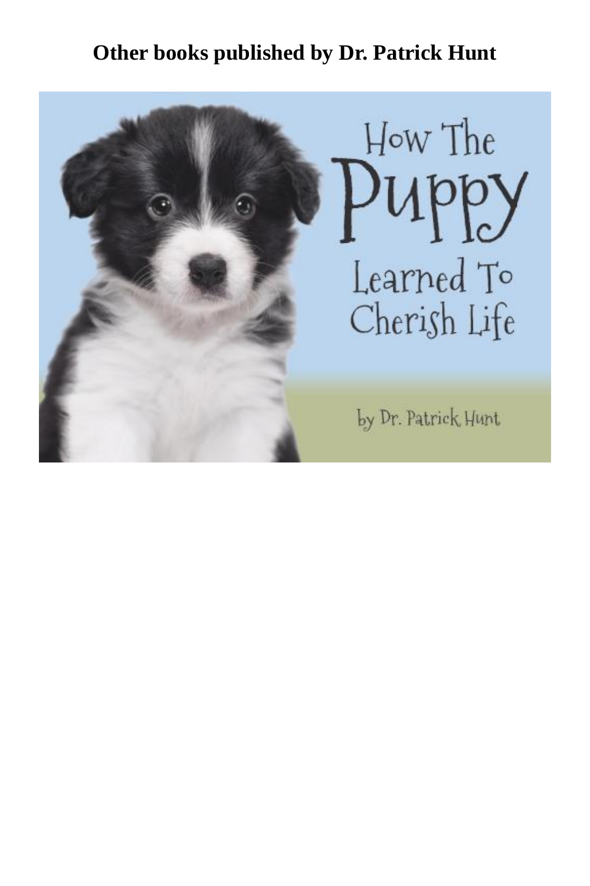**Other books published by Dr. Patrick Hunt**

How The Puppy Learned To Cherish Life

by Dr. Patrick Hunt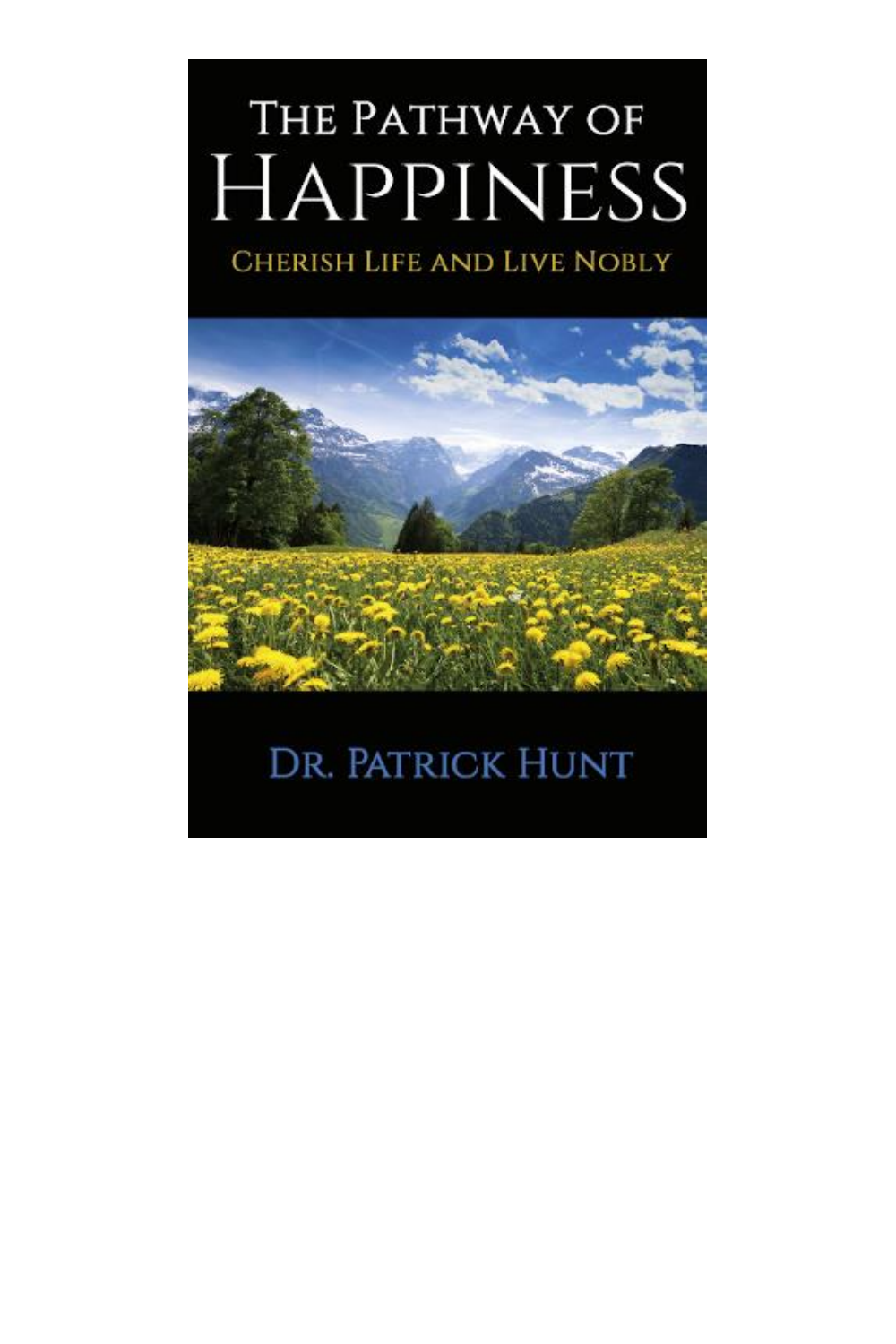# The Pathway of Happiness

## Cherish Life and Live Nobly

Dr. Patrick Hunt